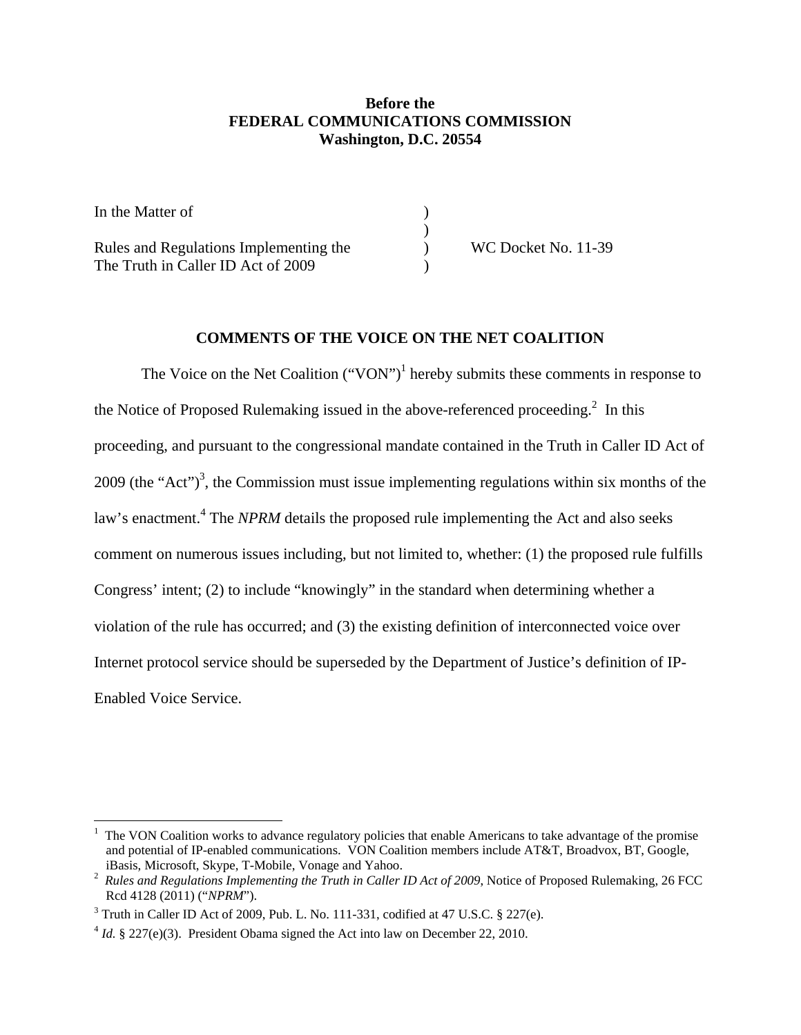**Before the**
**FEDERAL COMMUNICATIONS COMMISSION**
**Washington, D.C. 20554**

| | | |
|---|---|---|
| In the Matter of | ) | |
| | ) | |
| Rules and Regulations Implementing the | ) | WC Docket No. 11-39 |
| The Truth in Caller ID Act of 2009 | ) | |

**COMMENTS OF THE VOICE ON THE NET COALITION**

The Voice on the Net Coalition ("VON")[1] hereby submits these comments in response to the Notice of Proposed Rulemaking issued in the above-referenced proceeding.[2] In this proceeding, and pursuant to the congressional mandate contained in the Truth in Caller ID Act of 2009 (the "Act")[3], the Commission must issue implementing regulations within six months of the law's enactment.[4] The *NPRM* details the proposed rule implementing the Act and also seeks comment on numerous issues including, but not limited to, whether: (1) the proposed rule fulfills Congress' intent; (2) to include "knowingly" in the standard when determining whether a violation of the rule has occurred; and (3) the existing definition of interconnected voice over Internet protocol service should be superseded by the Department of Justice's definition of IP-Enabled Voice Service.

---

[1] The VON Coalition works to advance regulatory policies that enable Americans to take advantage of the promise and potential of IP-enabled communications. VON Coalition members include AT&T, Broadvox, BT, Google, iBasis, Microsoft, Skype, T-Mobile, Vonage and Yahoo.

[2] *Rules and Regulations Implementing the Truth in Caller ID Act of 2009*, Notice of Proposed Rulemaking, 26 FCC Rcd 4128 (2011) ("*NPRM*").

[3] Truth in Caller ID Act of 2009, Pub. L. No. 111-331, codified at 47 U.S.C. § 227(e).

[4] *Id.* § 227(e)(3). President Obama signed the Act into law on December 22, 2010.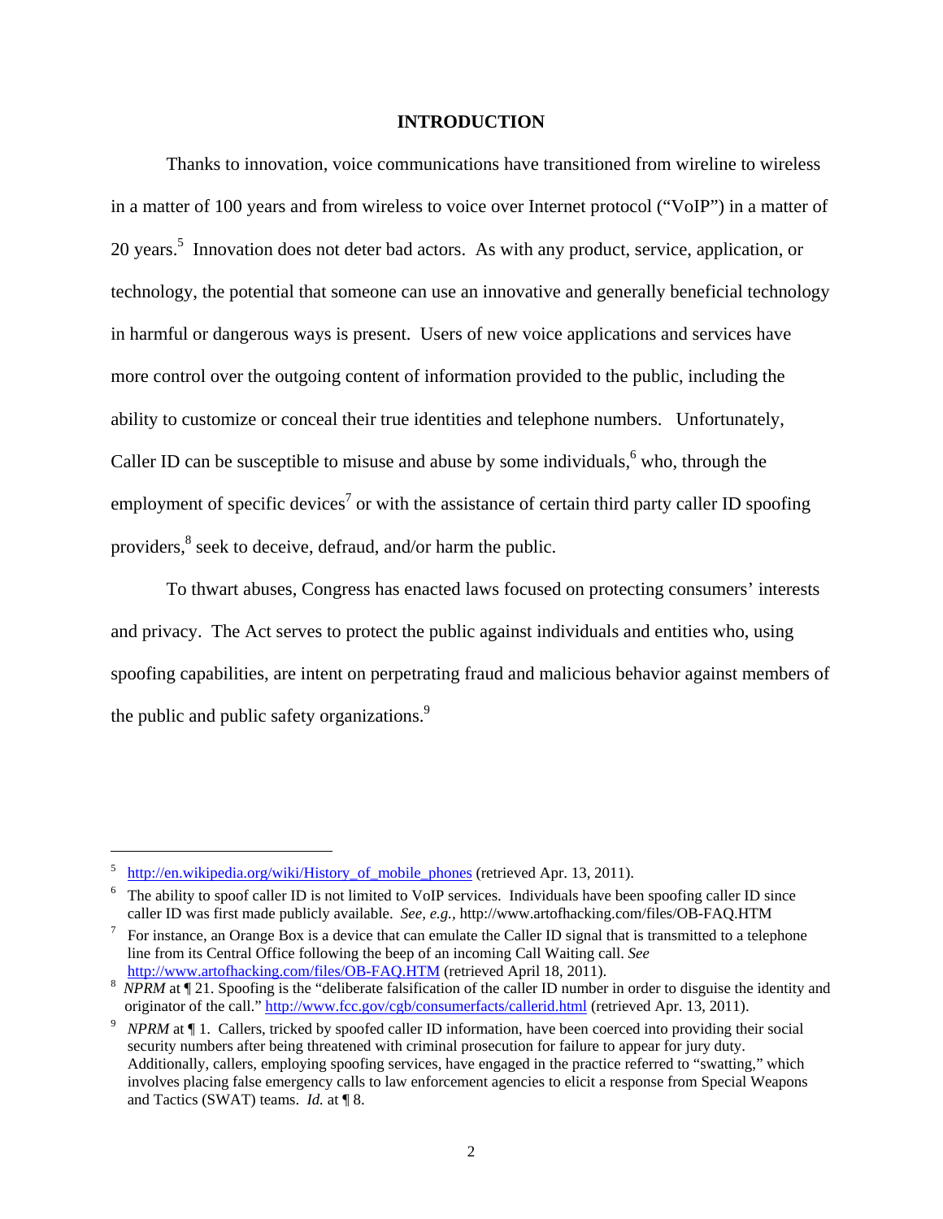# INTRODUCTION

Thanks to innovation, voice communications have transitioned from wireline to wireless in a matter of 100 years and from wireless to voice over Internet protocol ("VoIP") in a matter of 20 years.[5] Innovation does not deter bad actors. As with any product, service, application, or technology, the potential that someone can use an innovative and generally beneficial technology in harmful or dangerous ways is present. Users of new voice applications and services have more control over the outgoing content of information provided to the public, including the ability to customize or conceal their true identities and telephone numbers. Unfortunately, Caller ID can be susceptible to misuse and abuse by some individuals,[6] who, through the employment of specific devices[7] or with the assistance of certain third party caller ID spoofing providers,[8] seek to deceive, defraud, and/or harm the public.

To thwart abuses, Congress has enacted laws focused on protecting consumers' interests and privacy. The Act serves to protect the public against individuals and entities who, using spoofing capabilities, are intent on perpetrating fraud and malicious behavior against members of the public and public safety organizations.[9]

---

[5] http://en.wikipedia.org/wiki/History_of_mobile_phones (retrieved Apr. 13, 2011).

[6] The ability to spoof caller ID is not limited to VoIP services. Individuals have been spoofing caller ID since caller ID was first made publicly available. *See, e.g.*, http://www.artofhacking.com/files/OB-FAQ.HTM

[7] For instance, an Orange Box is a device that can emulate the Caller ID signal that is transmitted to a telephone line from its Central Office following the beep of an incoming Call Waiting call. *See* http://www.artofhacking.com/files/OB-FAQ.HTM (retrieved April 18, 2011).

[8] *NPRM* at ¶ 21. Spoofing is the "deliberate falsification of the caller ID number in order to disguise the identity and originator of the call." http://www.fcc.gov/cgb/consumerfacts/callerid.html (retrieved Apr. 13, 2011).

[9] *NPRM* at ¶ 1. Callers, tricked by spoofed caller ID information, have been coerced into providing their social security numbers after being threatened with criminal prosecution for failure to appear for jury duty. Additionally, callers, employing spoofing services, have engaged in the practice referred to "swatting," which involves placing false emergency calls to law enforcement agencies to elicit a response from Special Weapons and Tactics (SWAT) teams. *Id.* at ¶ 8.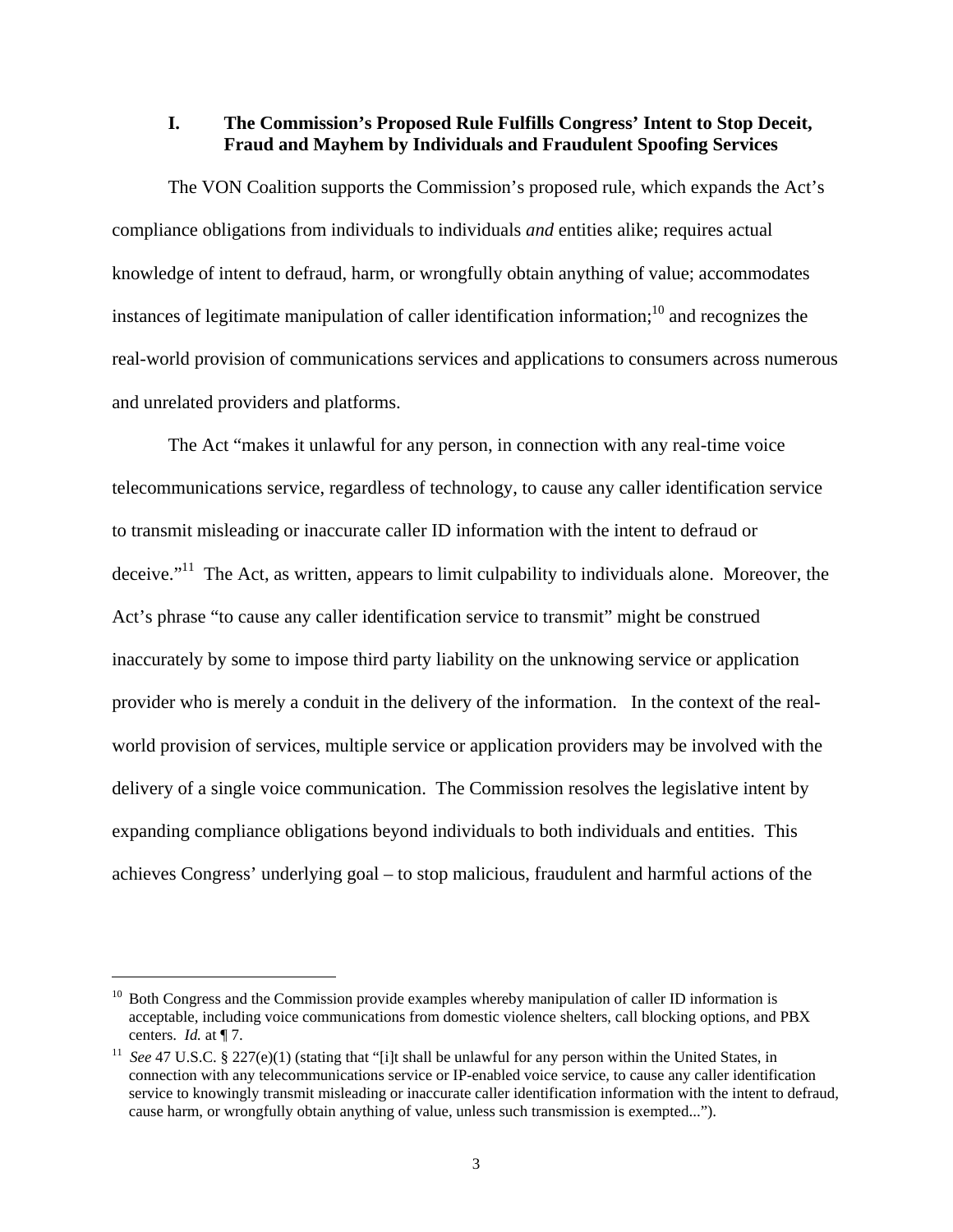## I. The Commission's Proposed Rule Fulfills Congress' Intent to Stop Deceit, Fraud and Mayhem by Individuals and Fraudulent Spoofing Services

The VON Coalition supports the Commission's proposed rule, which expands the Act's compliance obligations from individuals to individuals *and* entities alike; requires actual knowledge of intent to defraud, harm, or wrongfully obtain anything of value; accommodates instances of legitimate manipulation of caller identification information;[10] and recognizes the real-world provision of communications services and applications to consumers across numerous and unrelated providers and platforms.

The Act "makes it unlawful for any person, in connection with any real-time voice telecommunications service, regardless of technology, to cause any caller identification service to transmit misleading or inaccurate caller ID information with the intent to defraud or deceive."[11] The Act, as written, appears to limit culpability to individuals alone. Moreover, the Act's phrase "to cause any caller identification service to transmit" might be construed inaccurately by some to impose third party liability on the unknowing service or application provider who is merely a conduit in the delivery of the information. In the context of the real-world provision of services, multiple service or application providers may be involved with the delivery of a single voice communication. The Commission resolves the legislative intent by expanding compliance obligations beyond individuals to both individuals and entities. This achieves Congress' underlying goal – to stop malicious, fraudulent and harmful actions of the

---

[10] Both Congress and the Commission provide examples whereby manipulation of caller ID information is acceptable, including voice communications from domestic violence shelters, call blocking options, and PBX centers. *Id.* at ¶ 7.

[11] *See* 47 U.S.C. § 227(e)(1) (stating that "[i]t shall be unlawful for any person within the United States, in connection with any telecommunications service or IP-enabled voice service, to cause any caller identification service to knowingly transmit misleading or inaccurate caller identification information with the intent to defraud, cause harm, or wrongfully obtain anything of value, unless such transmission is exempted...").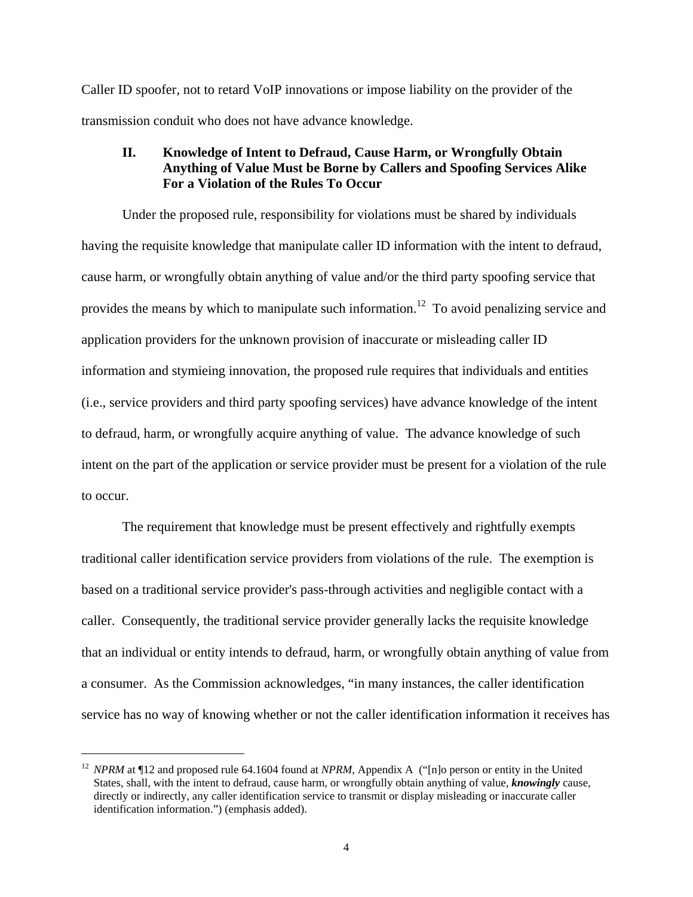Caller ID spoofer, not to retard VoIP innovations or impose liability on the provider of the transmission conduit who does not have advance knowledge.

## II. Knowledge of Intent to Defraud, Cause Harm, or Wrongfully Obtain Anything of Value Must be Borne by Callers and Spoofing Services Alike For a Violation of the Rules To Occur

Under the proposed rule, responsibility for violations must be shared by individuals having the requisite knowledge that manipulate caller ID information with the intent to defraud, cause harm, or wrongfully obtain anything of value and/or the third party spoofing service that provides the means by which to manipulate such information.[12] To avoid penalizing service and application providers for the unknown provision of inaccurate or misleading caller ID information and stymieing innovation, the proposed rule requires that individuals and entities (i.e., service providers and third party spoofing services) have advance knowledge of the intent to defraud, harm, or wrongfully acquire anything of value. The advance knowledge of such intent on the part of the application or service provider must be present for a violation of the rule to occur.

The requirement that knowledge must be present effectively and rightfully exempts traditional caller identification service providers from violations of the rule. The exemption is based on a traditional service provider's pass-through activities and negligible contact with a caller. Consequently, the traditional service provider generally lacks the requisite knowledge that an individual or entity intends to defraud, harm, or wrongfully obtain anything of value from a consumer. As the Commission acknowledges, "in many instances, the caller identification service has no way of knowing whether or not the caller identification information it receives has

---

[12] *NPRM* at ¶12 and proposed rule 64.1604 found at *NPRM*, Appendix A ("[n]o person or entity in the United States, shall, with the intent to defraud, cause harm, or wrongfully obtain anything of value, ***knowingly*** cause, directly or indirectly, any caller identification service to transmit or display misleading or inaccurate caller identification information.") (emphasis added).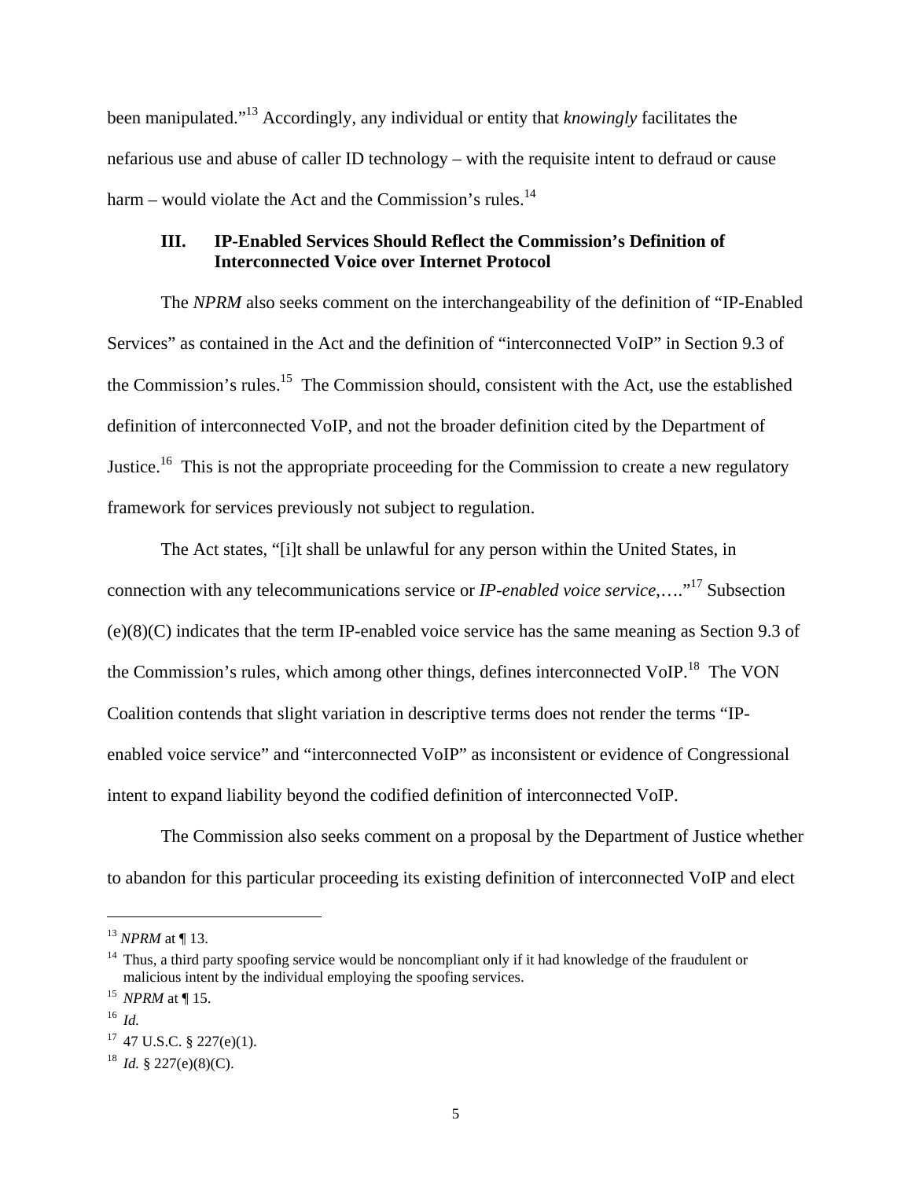been manipulated."[13] Accordingly, any individual or entity that *knowingly* facilitates the nefarious use and abuse of caller ID technology – with the requisite intent to defraud or cause harm – would violate the Act and the Commission's rules.[14]

### III. IP-Enabled Services Should Reflect the Commission's Definition of Interconnected Voice over Internet Protocol

The *NPRM* also seeks comment on the interchangeability of the definition of "IP-Enabled Services" as contained in the Act and the definition of "interconnected VoIP" in Section 9.3 of the Commission's rules.[15] The Commission should, consistent with the Act, use the established definition of interconnected VoIP, and not the broader definition cited by the Department of Justice.[16] This is not the appropriate proceeding for the Commission to create a new regulatory framework for services previously not subject to regulation.

The Act states, "[i]t shall be unlawful for any person within the United States, in connection with any telecommunications service or *IP-enabled voice service*,…."[17] Subsection (e)(8)(C) indicates that the term IP-enabled voice service has the same meaning as Section 9.3 of the Commission's rules, which among other things, defines interconnected VoIP.[18] The VON Coalition contends that slight variation in descriptive terms does not render the terms "IP-enabled voice service" and "interconnected VoIP" as inconsistent or evidence of Congressional intent to expand liability beyond the codified definition of interconnected VoIP.

The Commission also seeks comment on a proposal by the Department of Justice whether to abandon for this particular proceeding its existing definition of interconnected VoIP and elect

---

[13] *NPRM* at ¶ 13.

[14] Thus, a third party spoofing service would be noncompliant only if it had knowledge of the fraudulent or malicious intent by the individual employing the spoofing services.

[15] *NPRM* at ¶ 15.

[16] *Id.*

[17] 47 U.S.C. § 227(e)(1).

[18] *Id.* § 227(e)(8)(C).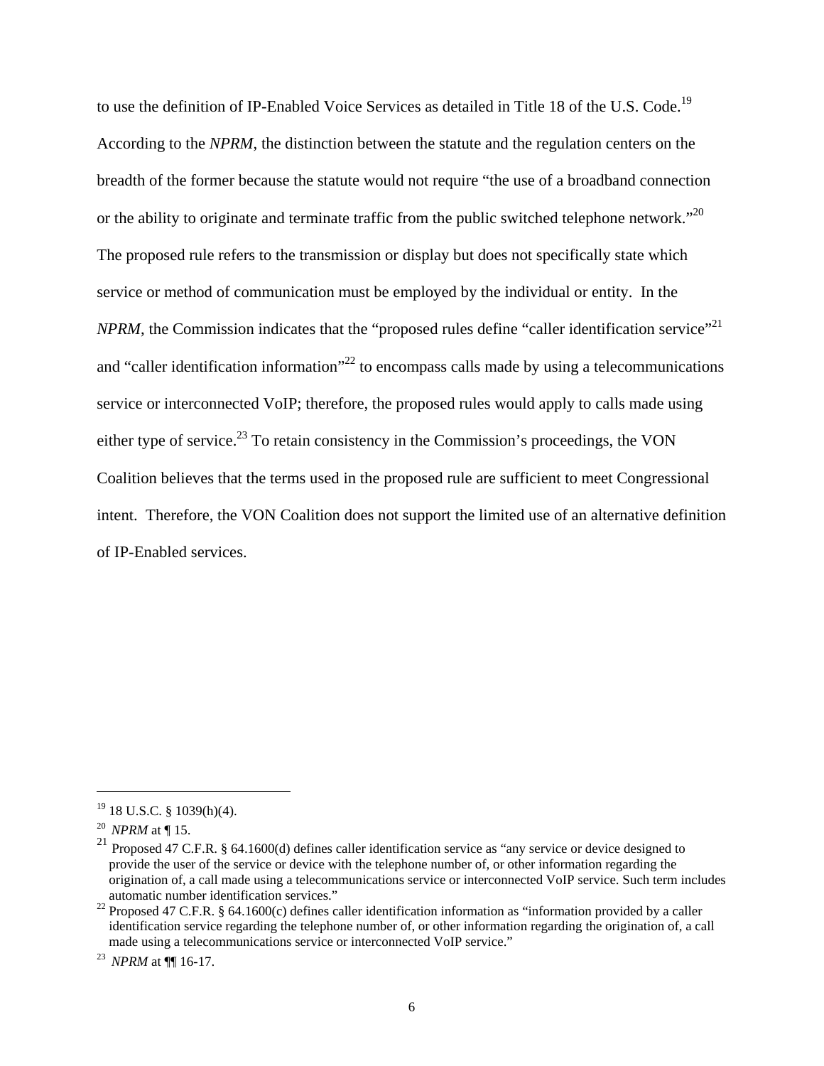to use the definition of IP-Enabled Voice Services as detailed in Title 18 of the U.S. Code.[19] According to the *NPRM*, the distinction between the statute and the regulation centers on the breadth of the former because the statute would not require "the use of a broadband connection or the ability to originate and terminate traffic from the public switched telephone network."[20] The proposed rule refers to the transmission or display but does not specifically state which service or method of communication must be employed by the individual or entity. In the *NPRM*, the Commission indicates that the "proposed rules define "caller identification service"[21] and "caller identification information"[22] to encompass calls made by using a telecommunications service or interconnected VoIP; therefore, the proposed rules would apply to calls made using either type of service.[23] To retain consistency in the Commission's proceedings, the VON Coalition believes that the terms used in the proposed rule are sufficient to meet Congressional intent. Therefore, the VON Coalition does not support the limited use of an alternative definition of IP-Enabled services.

---

[19] 18 U.S.C. § 1039(h)(4).

[20] *NPRM* at ¶ 15.

[21] Proposed 47 C.F.R. § 64.1600(d) defines caller identification service as "any service or device designed to provide the user of the service or device with the telephone number of, or other information regarding the origination of, a call made using a telecommunications service or interconnected VoIP service. Such term includes automatic number identification services."

[22] Proposed 47 C.F.R. § 64.1600(c) defines caller identification information as "information provided by a caller identification service regarding the telephone number of, or other information regarding the origination of, a call made using a telecommunications service or interconnected VoIP service."

[23] *NPRM* at ¶¶ 16-17.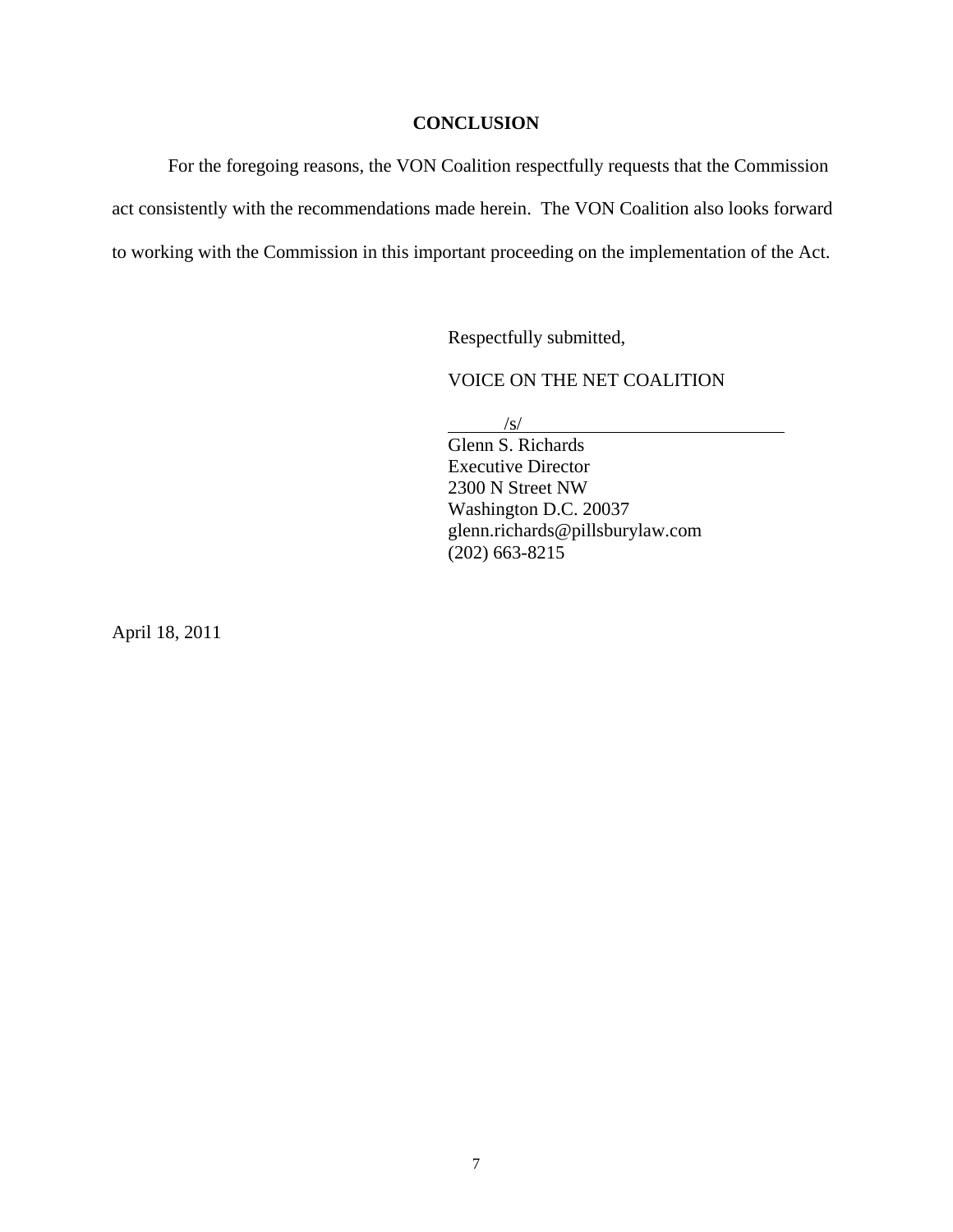## CONCLUSION

For the foregoing reasons, the VON Coalition respectfully requests that the Commission act consistently with the recommendations made herein. The VON Coalition also looks forward to working with the Commission in this important proceeding on the implementation of the Act.

Respectfully submitted,

VOICE ON THE NET COALITION

/s/

Glenn S. Richards
Executive Director
2300 N Street NW
Washington D.C. 20037
glenn.richards@pillsburylaw.com
(202) 663-8215

April 18, 2011